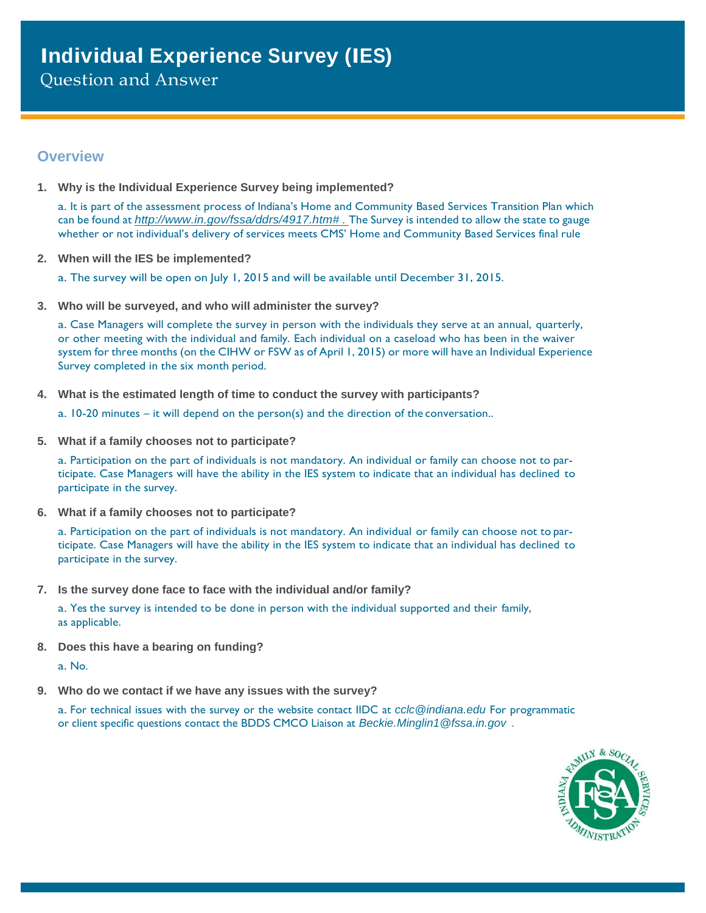# Individual Experience Survey (IES)

Question and Answer

## Overview

1. **Why is the Individual Experience Survey being implemented?**

   a. It is part of the assessment process of Indiana's Home and Community Based Services Transition Plan which can be found at *http://www.in.gov/fssa/ddrs/4917.htm# .* The Survey is intended to allow the state to gauge whether or not individual's delivery of services meets CMS' Home and Community Based Services final rule

2. **When will the IES be implemented?**

   a. The survey will be open on July 1, 2015 and will be available until December 31, 2015.

3. **Who will be surveyed, and who will administer the survey?**

   a. Case Managers will complete the survey in person with the individuals they serve at an annual, quarterly, or other meeting with the individual and family. Each individual on a caseload who has been in the waiver system for three months (on the CIHW or FSW as of April 1, 2015) or more will have an Individual Experience Survey completed in the six month period.

4. **What is the estimated length of time to conduct the survey with participants?**

   a. 10-20 minutes – it will depend on the person(s) and the direction of the conversation..

5. **What if a family chooses not to participate?**

   a. Participation on the part of individuals is not mandatory. An individual or family can choose not to participate. Case Managers will have the ability in the IES system to indicate that an individual has declined to participate in the survey.

6. **What if a family chooses not to participate?**

   a. Participation on the part of individuals is not mandatory. An individual or family can choose not to participate. Case Managers will have the ability in the IES system to indicate that an individual has declined to participate in the survey.

7. **Is the survey done face to face with the individual and/or family?**

   a. Yes the survey is intended to be done in person with the individual supported and their family, as applicable.

8. **Does this have a bearing on funding?**

   a. No.

9. **Who do we contact if we have any issues with the survey?**

   a. For technical issues with the survey or the website contact IIDC at *cclc@indiana.edu* For programmatic or client specific questions contact the BDDS CMCO Liaison at *Beckie.Minglin1@fssa.in.gov* .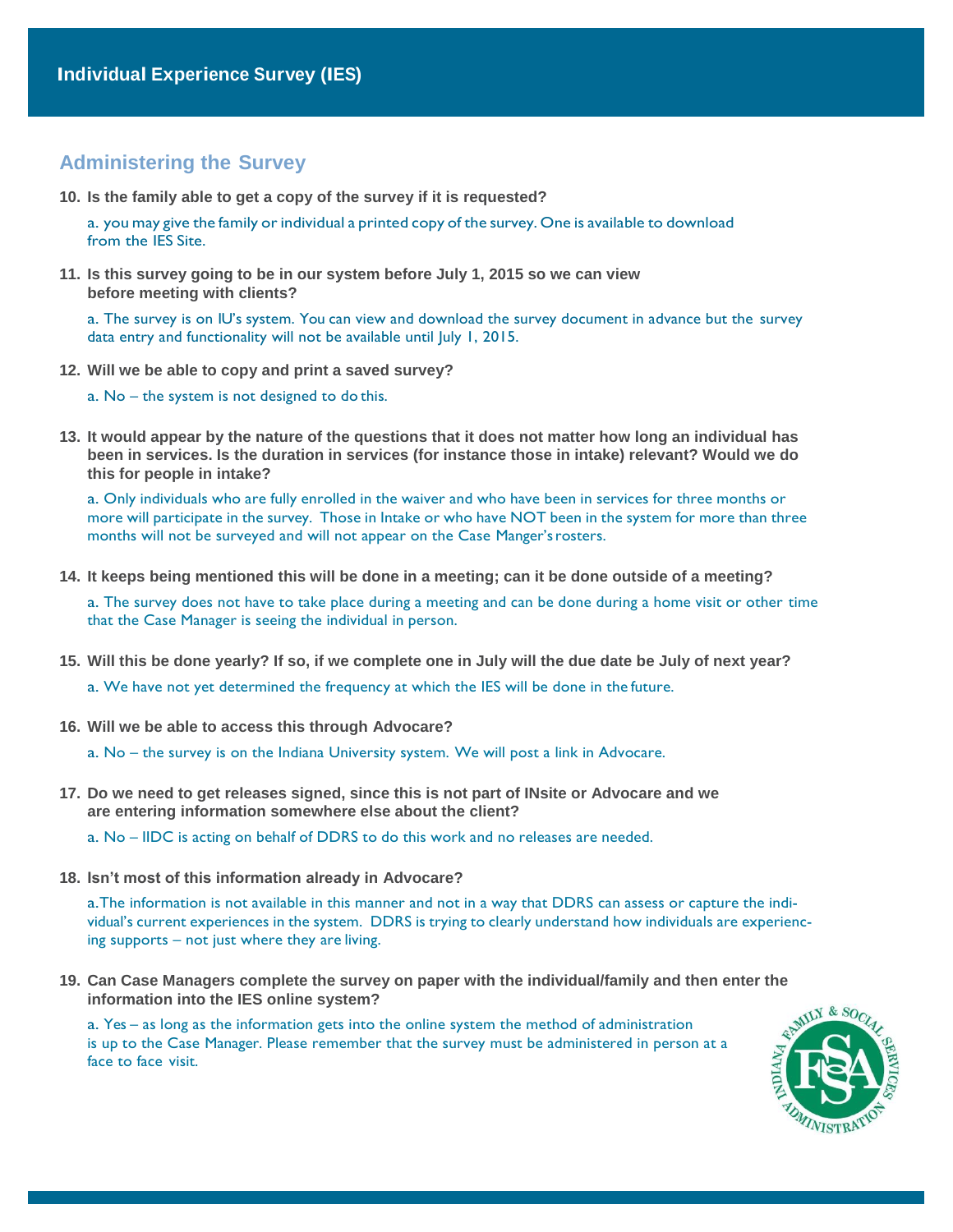# Individual Experience Survey (IES)

## Administering the Survey

**10. Is the family able to get a copy of the survey if it is requested?**

a. you may give the family or individual a printed copy of the survey. One is available to download from the IES Site.

**11. Is this survey going to be in our system before July 1, 2015 so we can view before meeting with clients?**

a. The survey is on IU's system. You can view and download the survey document in advance but the survey data entry and functionality will not be available until July 1, 2015.

**12. Will we be able to copy and print a saved survey?**

a. No – the system is not designed to do this.

**13. It would appear by the nature of the questions that it does not matter how long an individual has been in services. Is the duration in services (for instance those in intake) relevant? Would we do this for people in intake?**

a. Only individuals who are fully enrolled in the waiver and who have been in services for three months or more will participate in the survey. Those in Intake or who have NOT been in the system for more than three months will not be surveyed and will not appear on the Case Manger's rosters.

**14. It keeps being mentioned this will be done in a meeting; can it be done outside of a meeting?**

a. The survey does not have to take place during a meeting and can be done during a home visit or other time that the Case Manager is seeing the individual in person.

**15. Will this be done yearly? If so, if we complete one in July will the due date be July of next year?**

a. We have not yet determined the frequency at which the IES will be done in the future.

**16. Will we be able to access this through Advocare?**

a. No – the survey is on the Indiana University system. We will post a link in Advocare.

**17. Do we need to get releases signed, since this is not part of INsite or Advocare and we are entering information somewhere else about the client?**

a. No – IIDC is acting on behalf of DDRS to do this work and no releases are needed.

**18. Isn't most of this information already in Advocare?**

a.The information is not available in this manner and not in a way that DDRS can assess or capture the individual's current experiences in the system. DDRS is trying to clearly understand how individuals are experiencing supports – not just where they are living.

**19. Can Case Managers complete the survey on paper with the individual/family and then enter the information into the IES online system?**

a. Yes – as long as the information gets into the online system the method of administration is up to the Case Manager. Please remember that the survey must be administered in person at a face to face visit.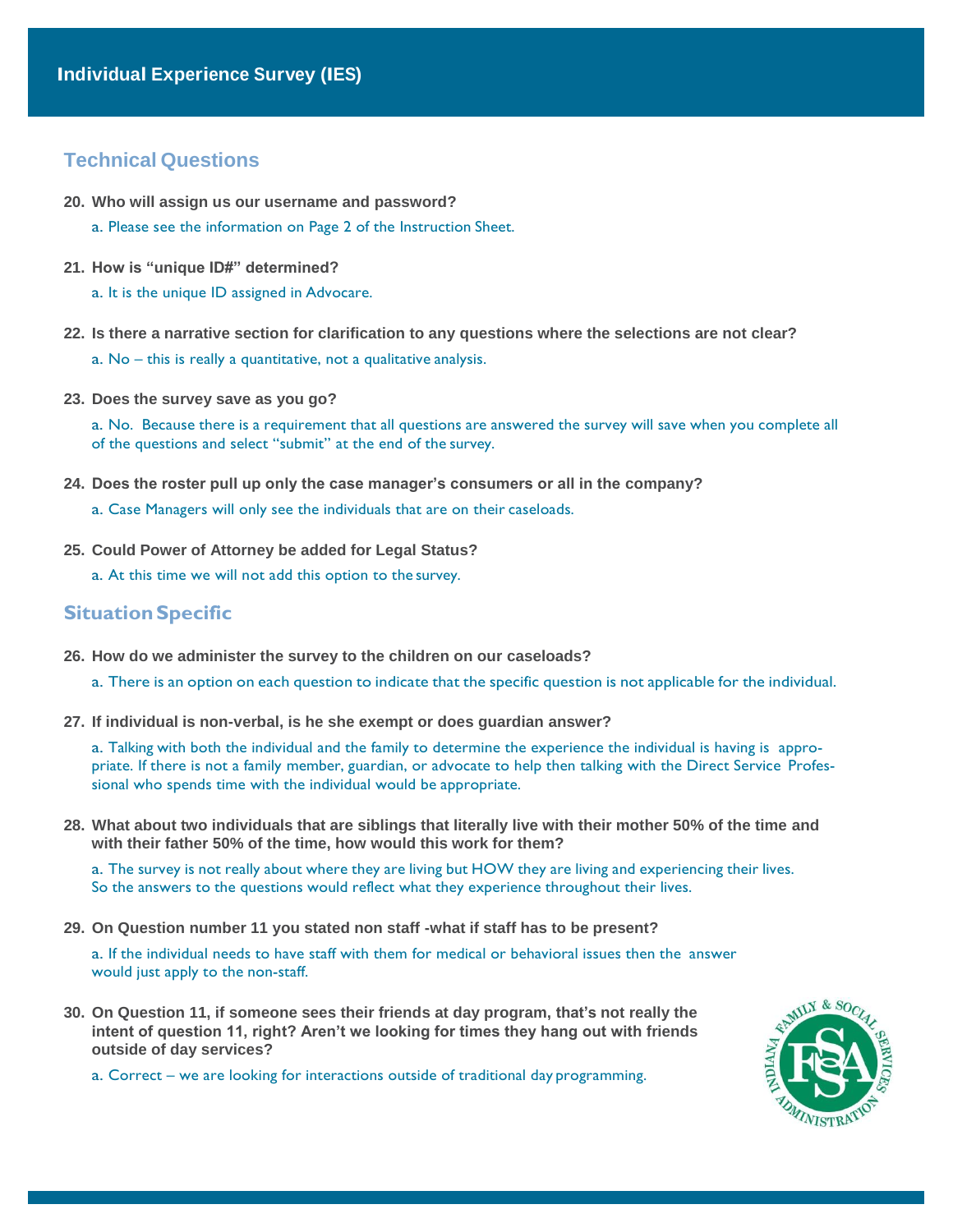# Individual Experience Survey (IES)

## Technical Questions

**20. Who will assign us our username and password?**

a. Please see the information on Page 2 of the Instruction Sheet.

**21. How is “unique ID#” determined?**

a. It is the unique ID assigned in Advocare.

**22. Is there a narrative section for clarification to any questions where the selections are not clear?**

a. No – this is really a quantitative, not a qualitative analysis.

**23. Does the survey save as you go?**

a. No. Because there is a requirement that all questions are answered the survey will save when you complete all of the questions and select “submit” at the end of the survey.

**24. Does the roster pull up only the case manager’s consumers or all in the company?**

a. Case Managers will only see the individuals that are on their caseloads.

**25. Could Power of Attorney be added for Legal Status?**

a. At this time we will not add this option to the survey.

## Situation Specific

**26. How do we administer the survey to the children on our caseloads?**

a. There is an option on each question to indicate that the specific question is not applicable for the individual.

**27. If individual is non-verbal, is he she exempt or does guardian answer?**

a. Talking with both the individual and the family to determine the experience the individual is having is appropriate. If there is not a family member, guardian, or advocate to help then talking with the Direct Service Professional who spends time with the individual would be appropriate.

**28. What about two individuals that are siblings that literally live with their mother 50% of the time and with their father 50% of the time, how would this work for them?**

a. The survey is not really about where they are living but HOW they are living and experiencing their lives. So the answers to the questions would reflect what they experience throughout their lives.

**29. On Question number 11 you stated non staff -what if staff has to be present?**

a. If the individual needs to have staff with them for medical or behavioral issues then the answer would just apply to the non-staff.

**30. On Question 11, if someone sees their friends at day program, that’s not really the intent of question 11, right? Aren’t we looking for times they hang out with friends outside of day services?**

a. Correct – we are looking for interactions outside of traditional day programming.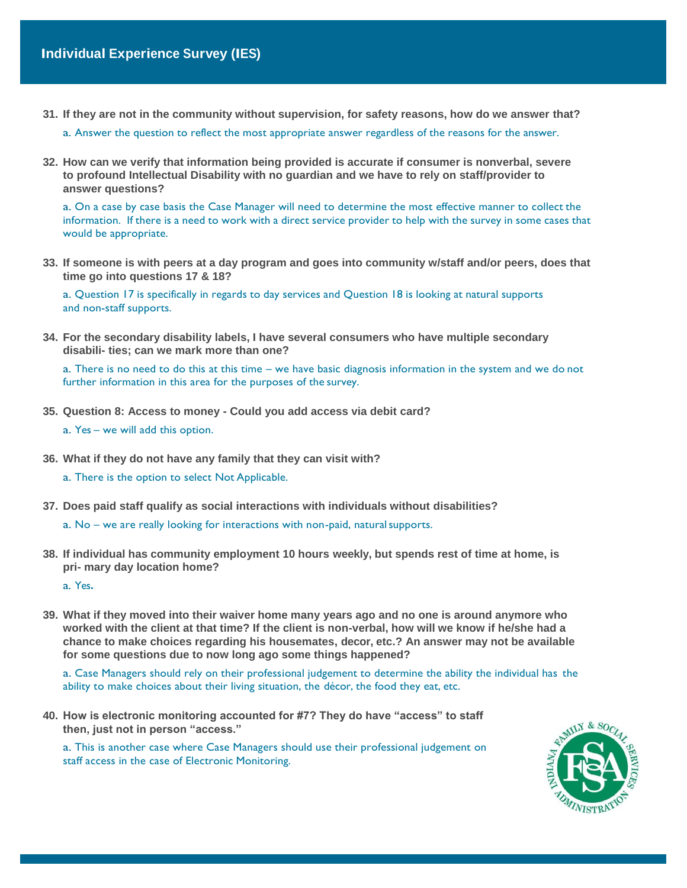31. **If they are not in the community without supervision, for safety reasons, how do we answer that?**

    a. Answer the question to reflect the most appropriate answer regardless of the reasons for the answer.

32. **How can we verify that information being provided is accurate if consumer is nonverbal, severe to profound Intellectual Disability with no guardian and we have to rely on staff/provider to answer questions?**

    a. On a case by case basis the Case Manager will need to determine the most effective manner to collect the information. If there is a need to work with a direct service provider to help with the survey in some cases that would be appropriate.

33. **If someone is with peers at a day program and goes into community w/staff and/or peers, does that time go into questions 17 & 18?**

    a. Question 17 is specifically in regards to day services and Question 18 is looking at natural supports and non-staff supports.

34. **For the secondary disability labels, I have several consumers who have multiple secondary disabili- ties; can we mark more than one?**

    a. There is no need to do this at this time – we have basic diagnosis information in the system and we do not further information in this area for the purposes of the survey.

35. **Question 8: Access to money - Could you add access via debit card?**

    a. Yes – we will add this option.

36. **What if they do not have any family that they can visit with?**

    a. There is the option to select Not Applicable.

37. **Does paid staff qualify as social interactions with individuals without disabilities?**

    a. No – we are really looking for interactions with non-paid, natural supports.

38. **If individual has community employment 10 hours weekly, but spends rest of time at home, is pri- mary day location home?**

    a. Yes.

39. **What if they moved into their waiver home many years ago and no one is around anymore who worked with the client at that time? If the client is non-verbal, how will we know if he/she had a chance to make choices regarding his housemates, decor, etc.? An answer may not be available for some questions due to now long ago some things happened?**

    a. Case Managers should rely on their professional judgement to determine the ability the individual has the ability to make choices about their living situation, the décor, the food they eat, etc.

40. **How is electronic monitoring accounted for #7? They do have "access" to staff then, just not in person "access."**

    a. This is another case where Case Managers should use their professional judgement on staff access in the case of Electronic Monitoring.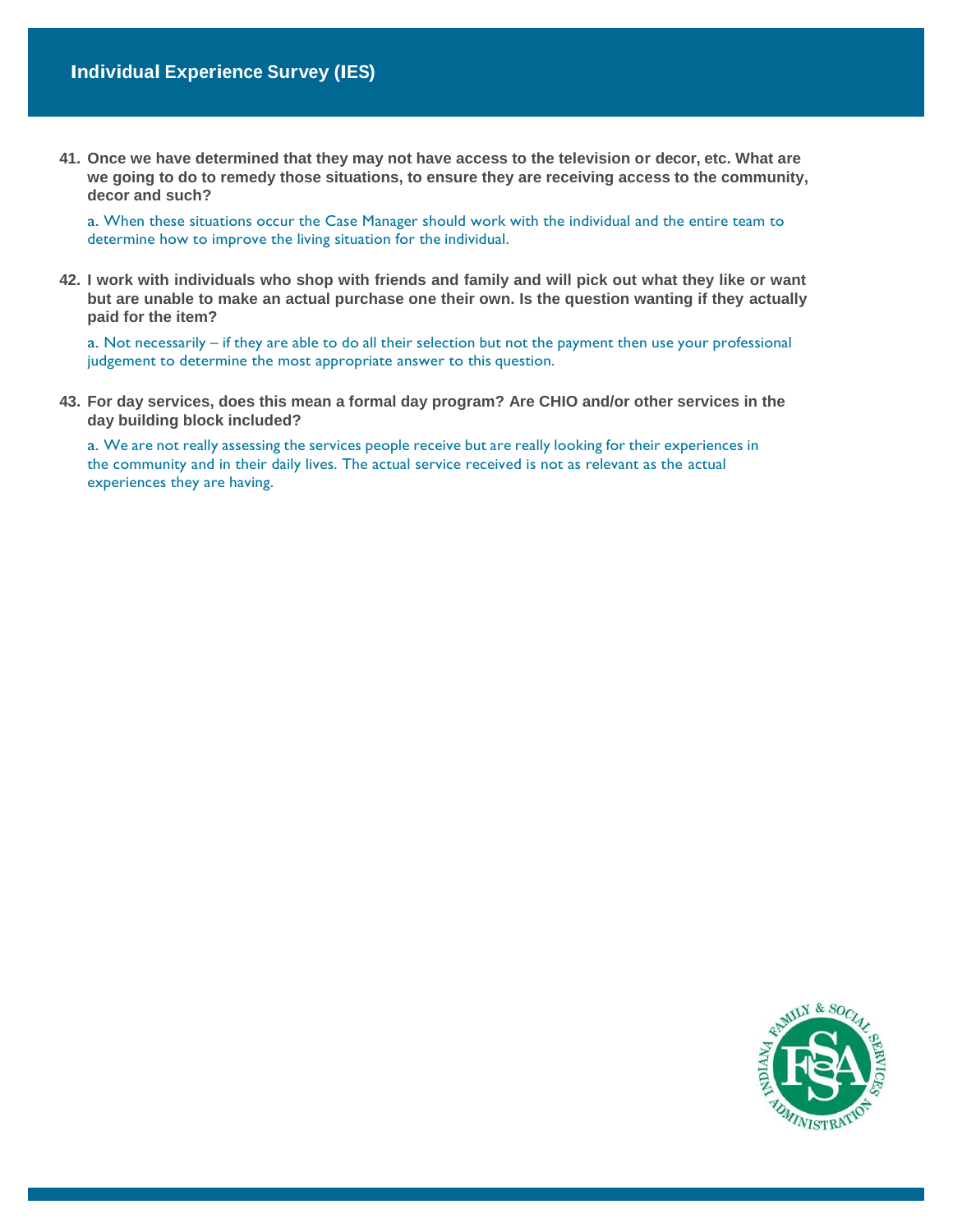**41. Once we have determined that they may not have access to the television or decor, etc. What are we going to do to remedy those situations, to ensure they are receiving access to the community, decor and such?**

a. When these situations occur the Case Manager should work with the individual and the entire team to determine how to improve the living situation for the individual.

**42. I work with individuals who shop with friends and family and will pick out what they like or want but are unable to make an actual purchase one their own. Is the question wanting if they actually paid for the item?**

a. Not necessarily – if they are able to do all their selection but not the payment then use your professional judgement to determine the most appropriate answer to this question.

**43. For day services, does this mean a formal day program? Are CHIO and/or other services in the day building block included?**

a. We are not really assessing the services people receive but are really looking for their experiences in the community and in their daily lives. The actual service received is not as relevant as the actual experiences they are having.